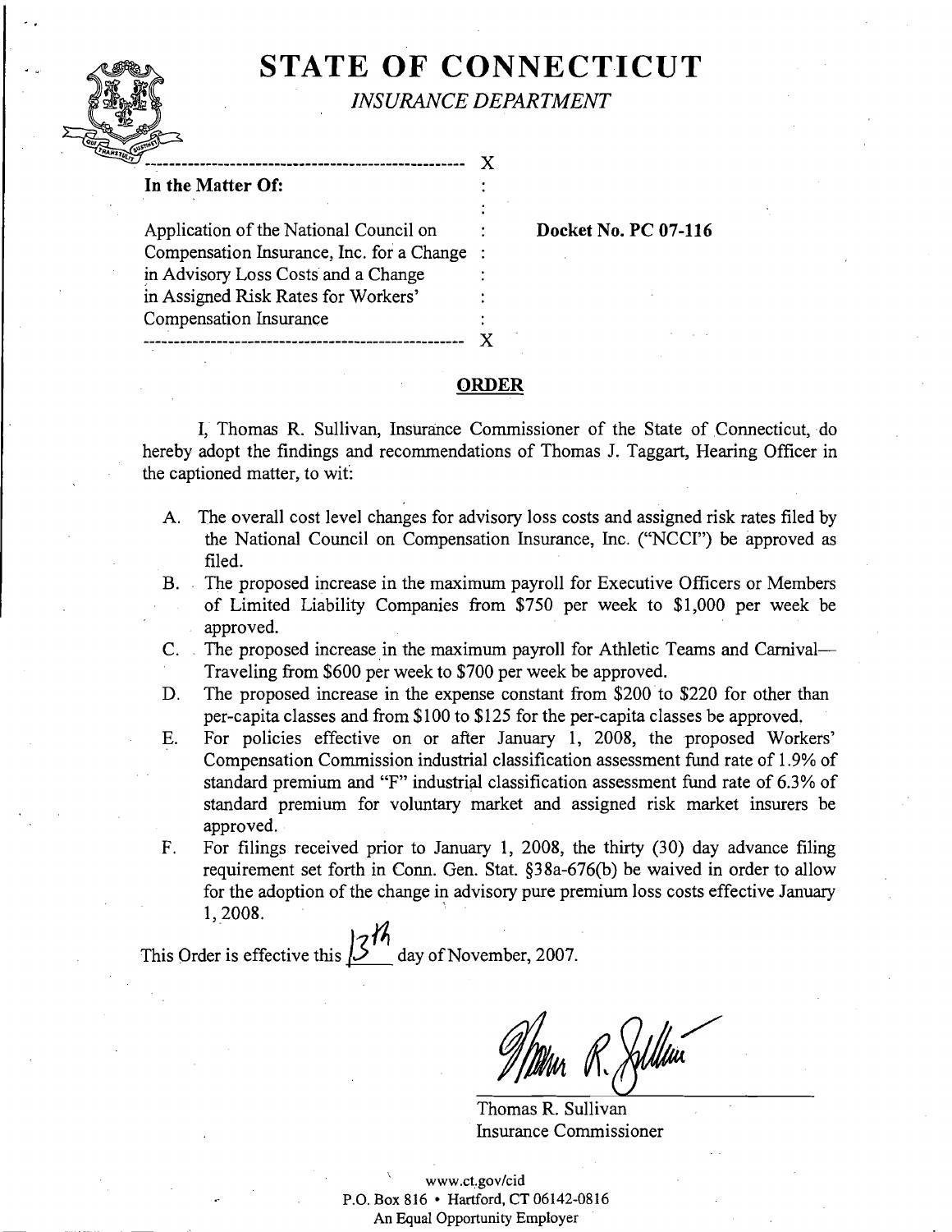# STATE OF CONNECTICUT

*INSURANCE DEPARTMENT*

---

**In the Matter Of:**

Application of the National Council on Compensation Insurance, Inc. for a Change in Advisory Loss Costs and a Change in Assigned Risk Rates for Workers' Compensation Insurance

**Docket No. PC 07-116**

---

## ORDER

I, Thomas R. Sullivan, Insurance Commissioner of the State of Connecticut, do hereby adopt the findings and recommendations of Thomas J. Taggart, Hearing Officer in the captioned matter, to wit:

A. The overall cost level changes for advisory loss costs and assigned risk rates filed by the National Council on Compensation Insurance, Inc. ("NCCI") be approved as filed.

B. The proposed increase in the maximum payroll for Executive Officers or Members of Limited Liability Companies from $750 per week to $1,000 per week be approved.

C. The proposed increase in the maximum payroll for Athletic Teams and Carnival—Traveling from $600 per week to $700 per week be approved.

D. The proposed increase in the expense constant from $200 to $220 for other than per-capita classes and from $100 to $125 for the per-capita classes be approved.

E. For policies effective on or after January 1, 2008, the proposed Workers' Compensation Commission industrial classification assessment fund rate of 1.9% of standard premium and "F" industrial classification assessment fund rate of 6.3% of standard premium for voluntary market and assigned risk market insurers be approved.

F. For filings received prior to January 1, 2008, the thirty (30) day advance filing requirement set forth in Conn. Gen. Stat. §38a-676(b) be waived in order to allow for the adoption of the change in advisory pure premium loss costs effective January 1, 2008.

This Order is effective this 13th day of November, 2007.

Thomas R. Sullivan
Insurance Commissioner

www.ct.gov/cid
P.O. Box 816 • Hartford, CT 06142-0816
An Equal Opportunity Employer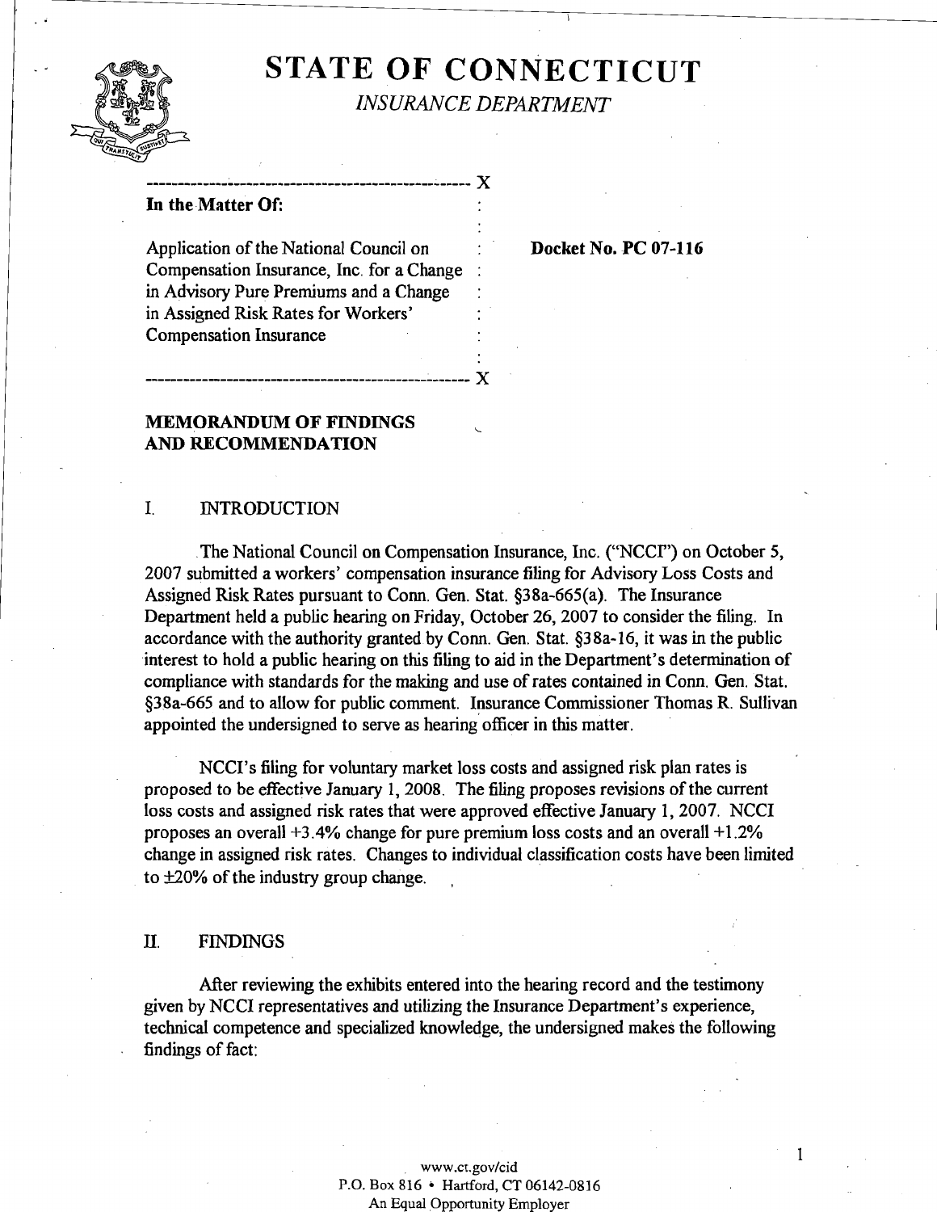# STATE OF CONNECTICUT

*INSURANCE DEPARTMENT*

---

**In the Matter Of:**

Application of the National Council on Compensation Insurance, Inc. for a Change in Advisory Pure Premiums and a Change in Assigned Risk Rates for Workers' Compensation Insurance

**Docket No. PC 07-116**

---

**MEMORANDUM OF FINDINGS AND RECOMMENDATION**

## I. INTRODUCTION

The National Council on Compensation Insurance, Inc. ("NCCI") on October 5, 2007 submitted a workers' compensation insurance filing for Advisory Loss Costs and Assigned Risk Rates pursuant to Conn. Gen. Stat. §38a-665(a). The Insurance Department held a public hearing on Friday, October 26, 2007 to consider the filing. In accordance with the authority granted by Conn. Gen. Stat. §38a-16, it was in the public interest to hold a public hearing on this filing to aid in the Department's determination of compliance with standards for the making and use of rates contained in Conn. Gen. Stat. §38a-665 and to allow for public comment. Insurance Commissioner Thomas R. Sullivan appointed the undersigned to serve as hearing officer in this matter.

NCCI's filing for voluntary market loss costs and assigned risk plan rates is proposed to be effective January 1, 2008. The filing proposes revisions of the current loss costs and assigned risk rates that were approved effective January 1, 2007. NCCI proposes an overall +3.4% change for pure premium loss costs and an overall +1.2% change in assigned risk rates. Changes to individual classification costs have been limited to ±20% of the industry group change.

## II. FINDINGS

After reviewing the exhibits entered into the hearing record and the testimony given by NCCI representatives and utilizing the Insurance Department's experience, technical competence and specialized knowledge, the undersigned makes the following findings of fact:

www.ct.gov/cid
P.O. Box 816 • Hartford, CT 06142-0816
An Equal Opportunity Employer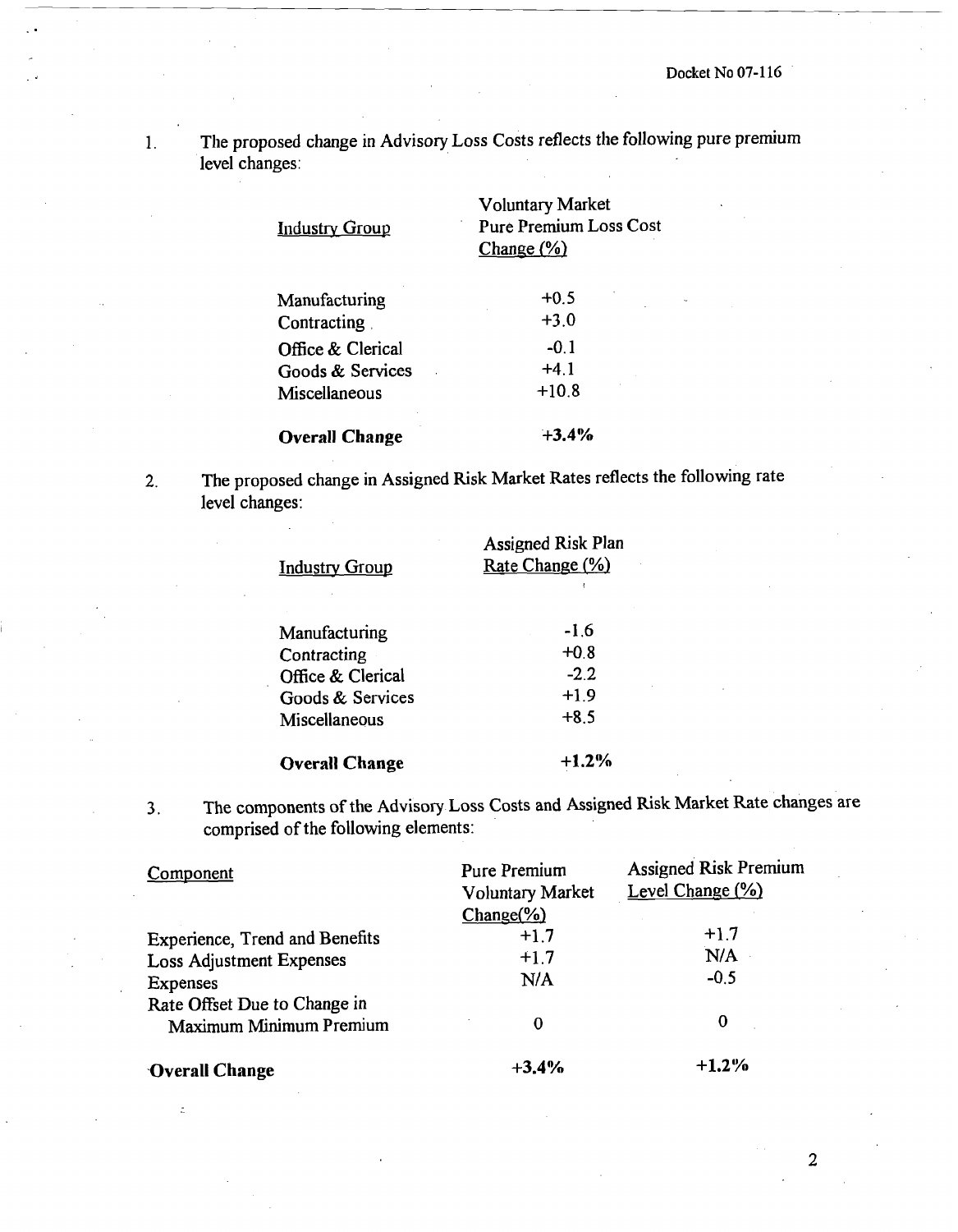1. The proposed change in Advisory Loss Costs reflects the following pure premium level changes:

| Industry Group | Voluntary Market Pure Premium Loss Cost Change (%) |
|---|---|
| Manufacturing | +0.5 |
| Contracting | +3.0 |
| Office & Clerical | -0.1 |
| Goods & Services | +4.1 |
| Miscellaneous | +10.8 |
| **Overall Change** | **+3.4%** |

2. The proposed change in Assigned Risk Market Rates reflects the following rate level changes:

| Industry Group | Assigned Risk Plan Rate Change (%) |
|---|---|
| Manufacturing | -1.6 |
| Contracting | +0.8 |
| Office & Clerical | -2.2 |
| Goods & Services | +1.9 |
| Miscellaneous | +8.5 |
| **Overall Change** | **+1.2%** |

3. The components of the Advisory Loss Costs and Assigned Risk Market Rate changes are comprised of the following elements:

| Component | Pure Premium Voluntary Market Change(%) | Assigned Risk Premium Level Change (%) |
|---|---|---|
| Experience, Trend and Benefits | +1.7 | +1.7 |
| Loss Adjustment Expenses | +1.7 | N/A |
| Expenses | N/A | -0.5 |
| Rate Offset Due to Change in Maximum Minimum Premium | 0 | 0 |
| **Overall Change** | **+3.4%** | **+1.2%** |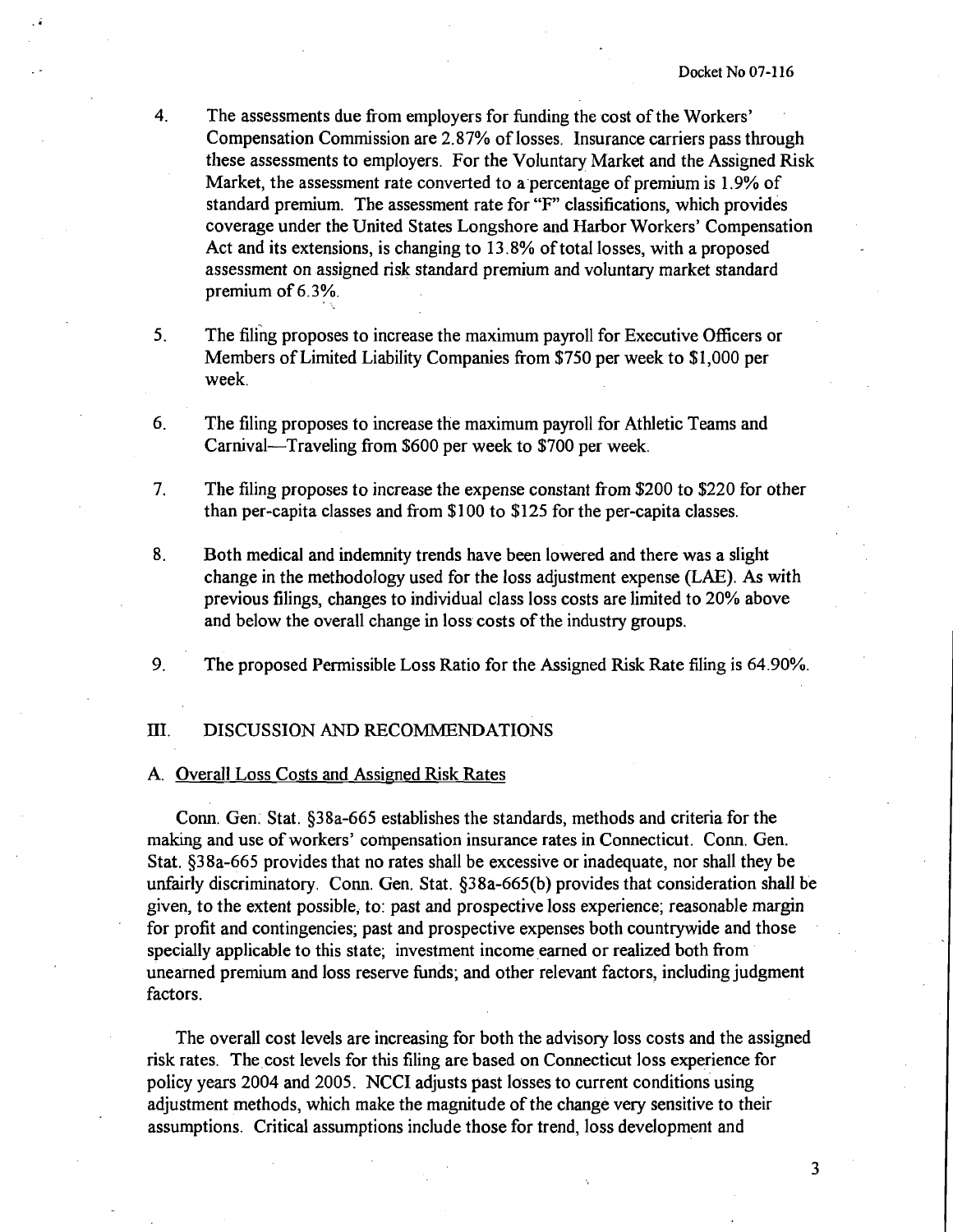4. The assessments due from employers for funding the cost of the Workers' Compensation Commission are 2.87% of losses. Insurance carriers pass through these assessments to employers. For the Voluntary Market and the Assigned Risk Market, the assessment rate converted to a percentage of premium is 1.9% of standard premium. The assessment rate for "F" classifications, which provides coverage under the United States Longshore and Harbor Workers' Compensation Act and its extensions, is changing to 13.8% of total losses, with a proposed assessment on assigned risk standard premium and voluntary market standard premium of 6.3%.

5. The filing proposes to increase the maximum payroll for Executive Officers or Members of Limited Liability Companies from $750 per week to $1,000 per week.

6. The filing proposes to increase the maximum payroll for Athletic Teams and Carnival—Traveling from $600 per week to $700 per week.

7. The filing proposes to increase the expense constant from $200 to $220 for other than per-capita classes and from $100 to $125 for the per-capita classes.

8. Both medical and indemnity trends have been lowered and there was a slight change in the methodology used for the loss adjustment expense (LAE). As with previous filings, changes to individual class loss costs are limited to 20% above and below the overall change in loss costs of the industry groups.

9. The proposed Permissible Loss Ratio for the Assigned Risk Rate filing is 64.90%.

## III. DISCUSSION AND RECOMMENDATIONS

### A. Overall Loss Costs and Assigned Risk Rates

Conn. Gen. Stat. §38a-665 establishes the standards, methods and criteria for the making and use of workers' compensation insurance rates in Connecticut. Conn. Gen. Stat. §38a-665 provides that no rates shall be excessive or inadequate, nor shall they be unfairly discriminatory. Conn. Gen. Stat. §38a-665(b) provides that consideration shall be given, to the extent possible, to: past and prospective loss experience; reasonable margin for profit and contingencies; past and prospective expenses both countrywide and those specially applicable to this state; investment income earned or realized both from unearned premium and loss reserve funds; and other relevant factors, including judgment factors.

The overall cost levels are increasing for both the advisory loss costs and the assigned risk rates. The cost levels for this filing are based on Connecticut loss experience for policy years 2004 and 2005. NCCI adjusts past losses to current conditions using adjustment methods, which make the magnitude of the change very sensitive to their assumptions. Critical assumptions include those for trend, loss development and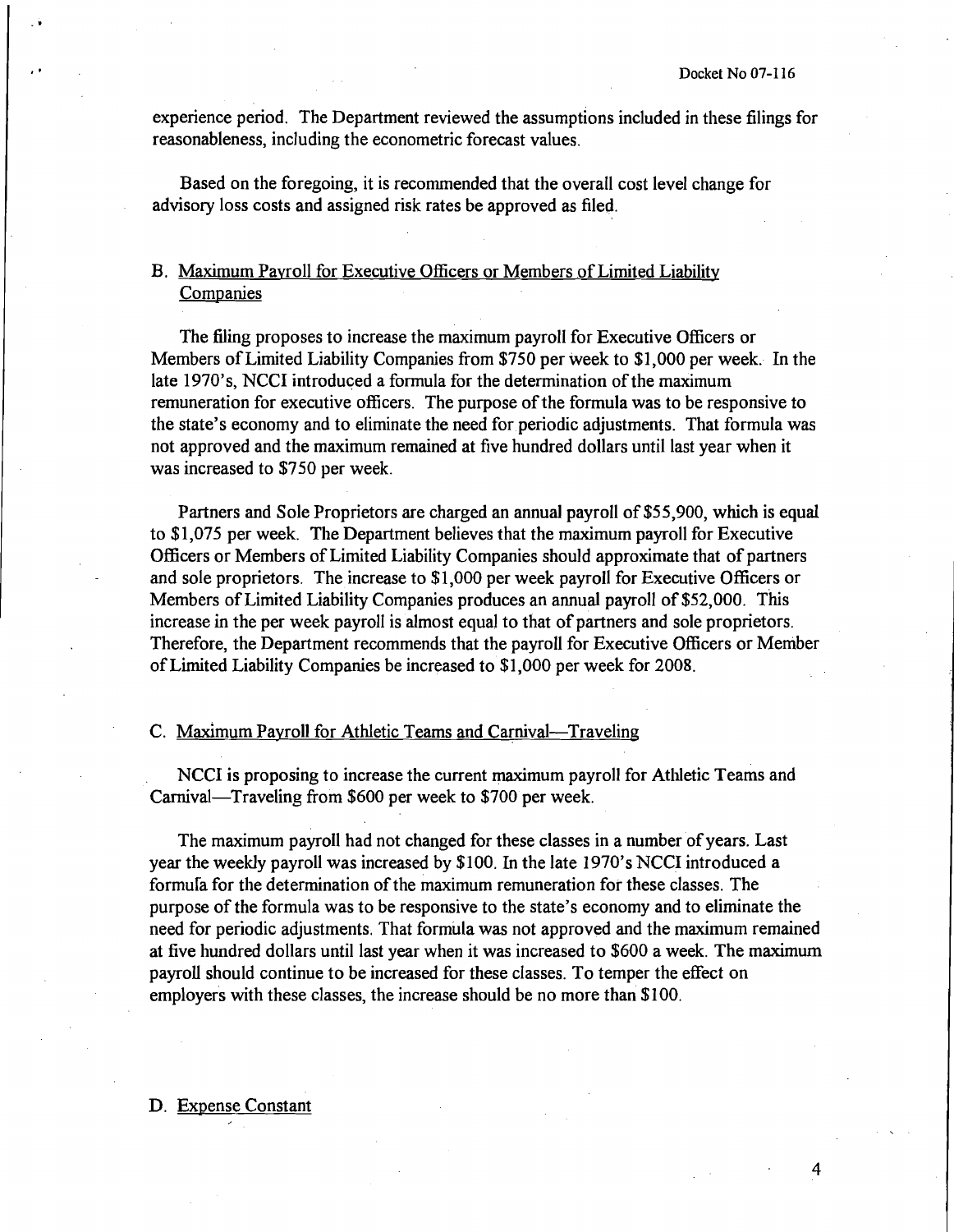experience period. The Department reviewed the assumptions included in these filings for reasonableness, including the econometric forecast values.

Based on the foregoing, it is recommended that the overall cost level change for advisory loss costs and assigned risk rates be approved as filed.

## B. Maximum Payroll for Executive Officers or Members of Limited Liability Companies

The filing proposes to increase the maximum payroll for Executive Officers or Members of Limited Liability Companies from $750 per week to $1,000 per week. In the late 1970's, NCCI introduced a formula for the determination of the maximum remuneration for executive officers. The purpose of the formula was to be responsive to the state's economy and to eliminate the need for periodic adjustments. That formula was not approved and the maximum remained at five hundred dollars until last year when it was increased to $750 per week.

Partners and Sole Proprietors are charged an annual payroll of $55,900, which is equal to $1,075 per week. The Department believes that the maximum payroll for Executive Officers or Members of Limited Liability Companies should approximate that of partners and sole proprietors. The increase to $1,000 per week payroll for Executive Officers or Members of Limited Liability Companies produces an annual payroll of $52,000. This increase in the per week payroll is almost equal to that of partners and sole proprietors. Therefore, the Department recommends that the payroll for Executive Officers or Member of Limited Liability Companies be increased to $1,000 per week for 2008.

## C. Maximum Payroll for Athletic Teams and Carnival—Traveling

NCCI is proposing to increase the current maximum payroll for Athletic Teams and Carnival—Traveling from $600 per week to $700 per week.

The maximum payroll had not changed for these classes in a number of years. Last year the weekly payroll was increased by $100. In the late 1970's NCCI introduced a formula for the determination of the maximum remuneration for these classes. The purpose of the formula was to be responsive to the state's economy and to eliminate the need for periodic adjustments. That formula was not approved and the maximum remained at five hundred dollars until last year when it was increased to $600 a week. The maximum payroll should continue to be increased for these classes. To temper the effect on employers with these classes, the increase should be no more than $100.

## D. Expense Constant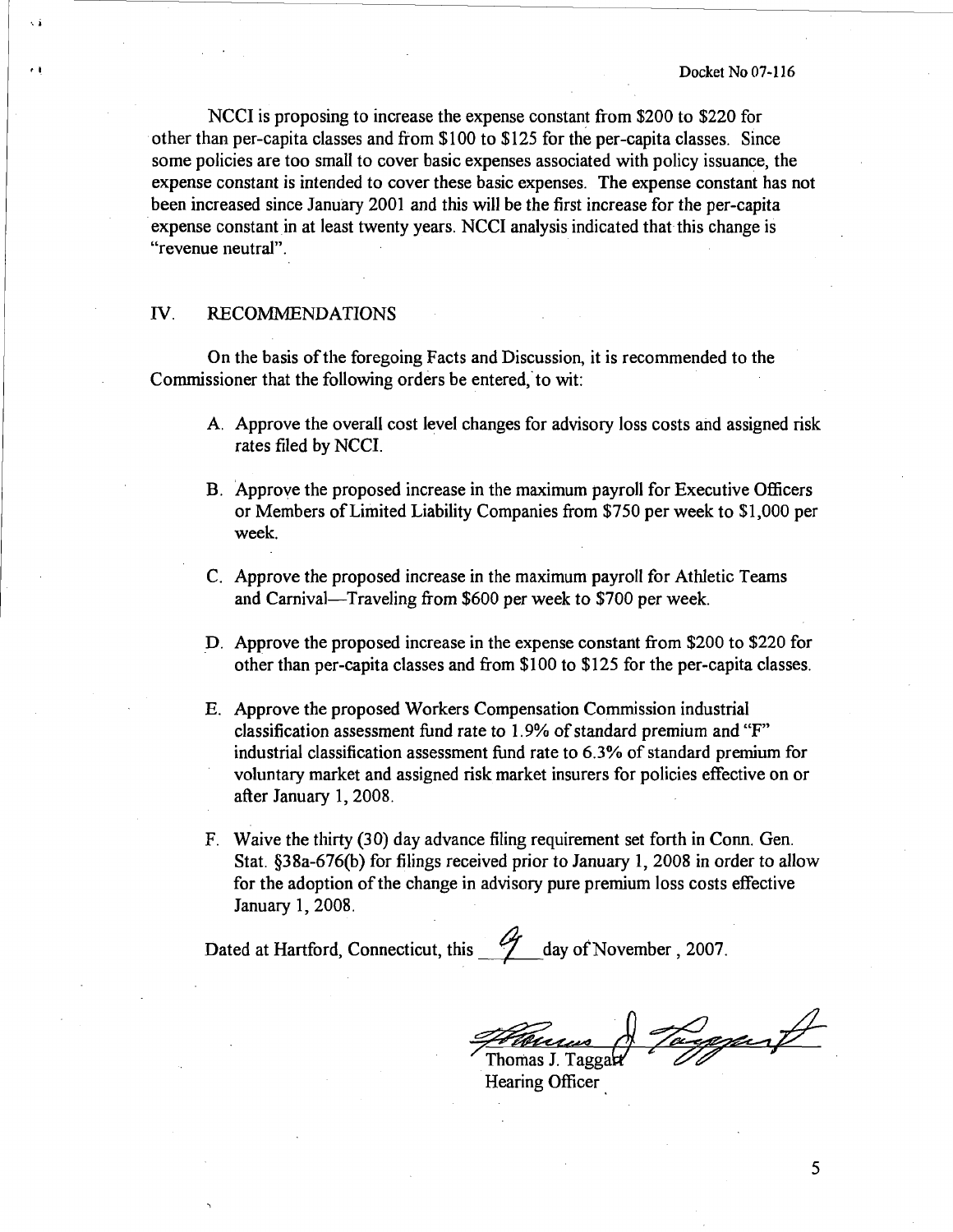NCCI is proposing to increase the expense constant from $200 to $220 for other than per-capita classes and from $100 to $125 for the per-capita classes. Since some policies are too small to cover basic expenses associated with policy issuance, the expense constant is intended to cover these basic expenses. The expense constant has not been increased since January 2001 and this will be the first increase for the per-capita expense constant in at least twenty years. NCCI analysis indicated that this change is "revenue neutral".

## IV. RECOMMENDATIONS

On the basis of the foregoing Facts and Discussion, it is recommended to the Commissioner that the following orders be entered, to wit:

A. Approve the overall cost level changes for advisory loss costs and assigned risk rates filed by NCCI.

B. Approve the proposed increase in the maximum payroll for Executive Officers or Members of Limited Liability Companies from $750 per week to $1,000 per week.

C. Approve the proposed increase in the maximum payroll for Athletic Teams and Carnival—Traveling from $600 per week to $700 per week.

D. Approve the proposed increase in the expense constant from $200 to $220 for other than per-capita classes and from $100 to $125 for the per-capita classes.

E. Approve the proposed Workers Compensation Commission industrial classification assessment fund rate to 1.9% of standard premium and "F" industrial classification assessment fund rate to 6.3% of standard premium for voluntary market and assigned risk market insurers for policies effective on or after January 1, 2008.

F. Waive the thirty (30) day advance filing requirement set forth in Conn. Gen. Stat. §38a-676(b) for filings received prior to January 1, 2008 in order to allow for the adoption of the change in advisory pure premium loss costs effective January 1, 2008.

Dated at Hartford, Connecticut, this 9 day of November, 2007.

Thomas J. Taggart
Hearing Officer